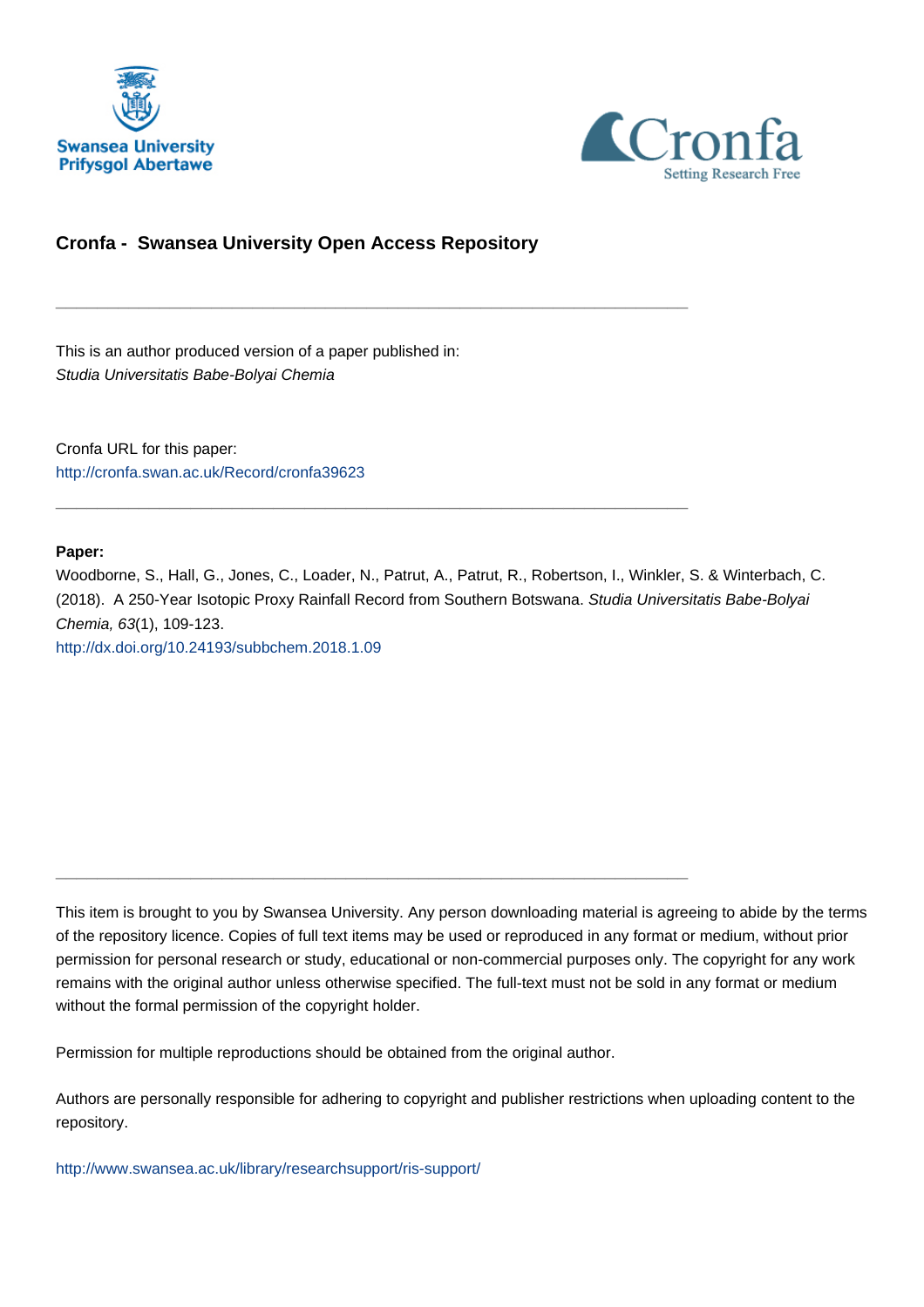## Cronfa - Swansea University Open Access Repository

---

This is an author produced version of a paper published in:
*Studia Universitatis Babe-Bolyai Chemia*

Cronfa URL for this paper:
http://cronfa.swan.ac.uk/Record/cronfa39623

---

**Paper:**
Woodborne, S., Hall, G., Jones, C., Loader, N., Patrut, A., Patrut, R., Robertson, I., Winkler, S. & Winterbach, C. (2018). A 250-Year Isotopic Proxy Rainfall Record from Southern Botswana. *Studia Universitatis Babe-Bolyai Chemia, 63*(1), 109-123.
http://dx.doi.org/10.24193/subbchem.2018.1.09

---

This item is brought to you by Swansea University. Any person downloading material is agreeing to abide by the terms of the repository licence. Copies of full text items may be used or reproduced in any format or medium, without prior permission for personal research or study, educational or non-commercial purposes only. The copyright for any work remains with the original author unless otherwise specified. The full-text must not be sold in any format or medium without the formal permission of the copyright holder.

Permission for multiple reproductions should be obtained from the original author.

Authors are personally responsible for adhering to copyright and publisher restrictions when uploading content to the repository.

http://www.swansea.ac.uk/library/researchsupport/ris-support/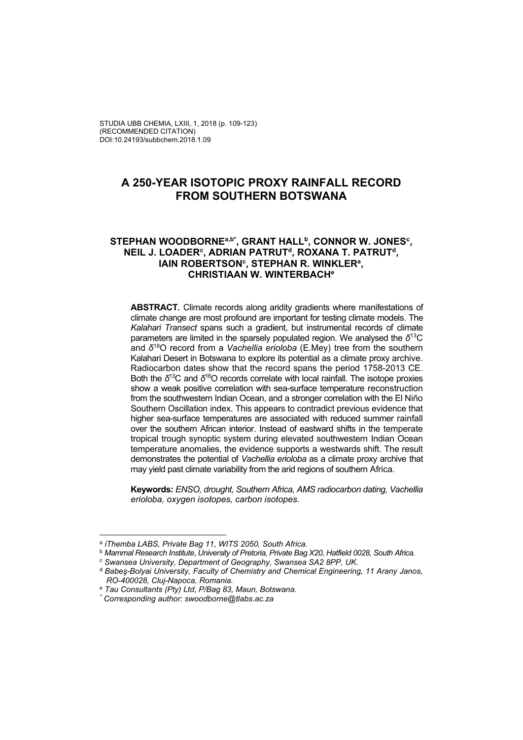STUDIA UBB CHEMIA, LXIII, 1, 2018 (p. 109-123)
(RECOMMENDED CITATION)
DOI:10.24193/subbchem.2018.1.09

# A 250-YEAR ISOTOPIC PROXY RAINFALL RECORD FROM SOUTHERN BOTSWANA

### STEPHAN WOODBORNE[a,b*], GRANT HALL[b], CONNOR W. JONES[c], NEIL J. LOADER[c], ADRIAN PATRUT[d], ROXANA T. PATRUT[d], IAIN ROBERTSON[c], STEPHAN R. WINKLER[a], CHRISTIAAN W. WINTERBACH[e]

**ABSTRACT.** Climate records along aridity gradients where manifestations of climate change are most profound are important for testing climate models. The *Kalahari Transect* spans such a gradient, but instrumental records of climate parameters are limited in the sparsely populated region. We analysed the $\delta^{13}$C and $\delta^{18}$O record from a *Vachellia erioloba* (E.Mey) tree from the southern Kalahari Desert in Botswana to explore its potential as a climate proxy archive. Radiocarbon dates show that the record spans the period 1758-2013 CE. Both the $\delta^{13}$C and $\delta^{18}$O records correlate with local rainfall. The isotope proxies show a weak positive correlation with sea-surface temperature reconstruction from the southwestern Indian Ocean, and a stronger correlation with the El Niño Southern Oscillation index. This appears to contradict previous evidence that higher sea-surface temperatures are associated with reduced summer rainfall over the southern African interior. Instead of eastward shifts in the temperate tropical trough synoptic system during elevated southwestern Indian Ocean temperature anomalies, the evidence supports a westwards shift. The result demonstrates the potential of *Vachellia erioloba* as a climate proxy archive that may yield past climate variability from the arid regions of southern Africa.

**Keywords:** *ENSO, drought, Southern Africa, AMS radiocarbon dating, Vachellia erioloba, oxygen isotopes, carbon isotopes.*

---

[a] *iThemba LABS, Private Bag 11, WITS 2050, South Africa.*
[b] *Mammal Research Institute, University of Pretoria, Private Bag X20, Hatfield 0028, South Africa.*
[c] *Swansea University, Department of Geography, Swansea SA2 8PP, UK.*
[d] *Babeş-Bolyai University, Faculty of Chemistry and Chemical Engineering, 11 Arany Janos, RO-400028, Cluj-Napoca, Romania.*
[e] *Tau Consultants (Pty) Ltd, P/Bag 83, Maun, Botswana.*
[*] *Corresponding author: swoodborne@tlabs.ac.za*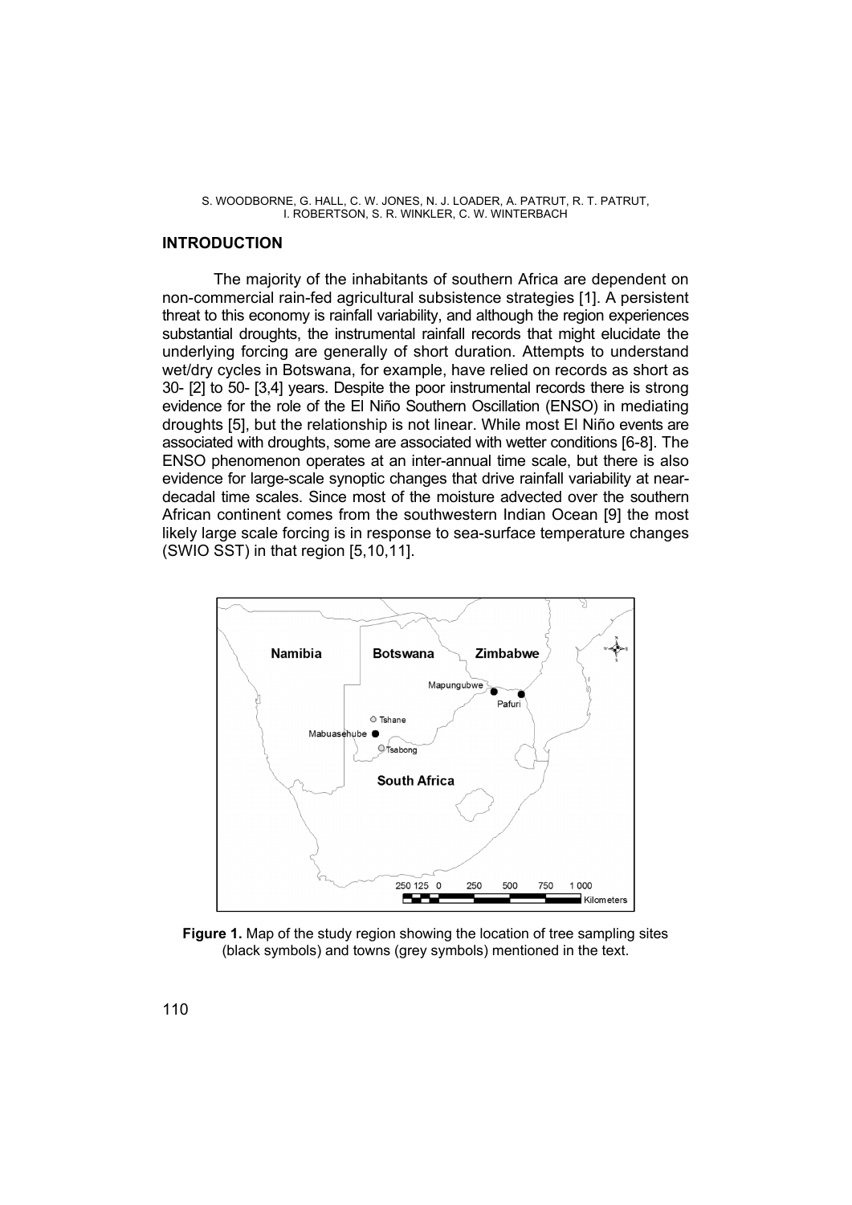## INTRODUCTION

The majority of the inhabitants of southern Africa are dependent on non-commercial rain-fed agricultural subsistence strategies [1]. A persistent threat to this economy is rainfall variability, and although the region experiences substantial droughts, the instrumental rainfall records that might elucidate the underlying forcing are generally of short duration. Attempts to understand wet/dry cycles in Botswana, for example, have relied on records as short as 30- [2] to 50- [3,4] years. Despite the poor instrumental records there is strong evidence for the role of the El Niño Southern Oscillation (ENSO) in mediating droughts [5], but the relationship is not linear. While most El Niño events are associated with droughts, some are associated with wetter conditions [6-8]. The ENSO phenomenon operates at an inter-annual time scale, but there is also evidence for large-scale synoptic changes that drive rainfall variability at near-decadal time scales. Since most of the moisture advected over the southern African continent comes from the southwestern Indian Ocean [9] the most likely large scale forcing is in response to sea-surface temperature changes (SWIO SST) in that region [5,10,11].

**Figure 1.** Map of the study region showing the location of tree sampling sites (black symbols) and towns (grey symbols) mentioned in the text.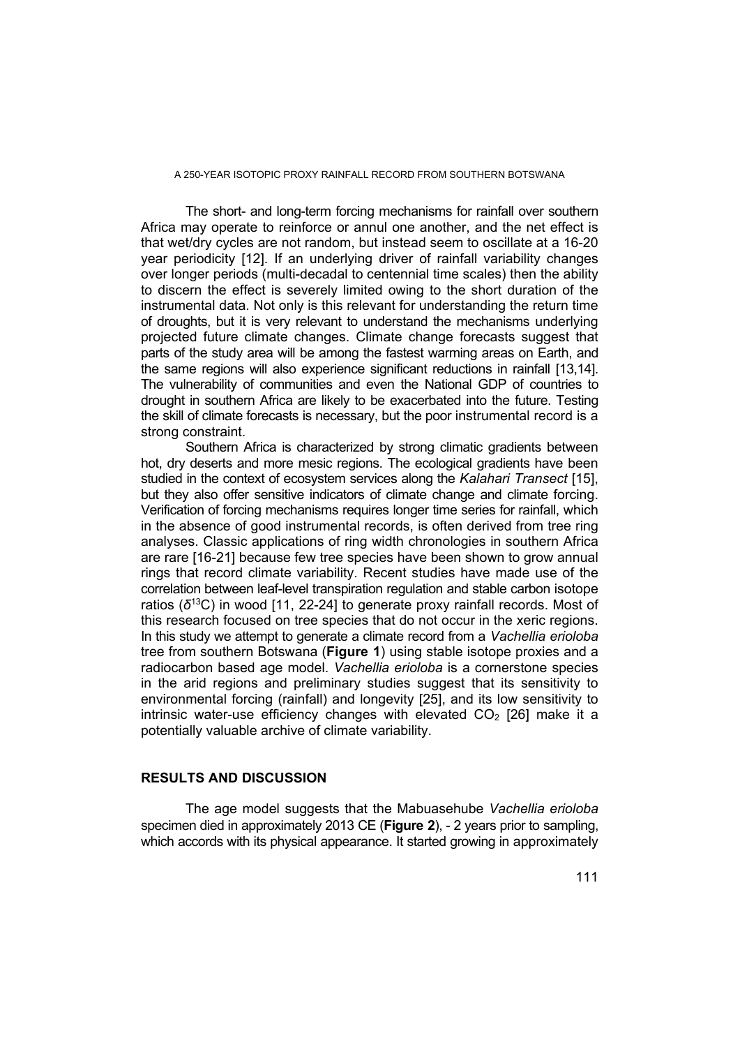The short- and long-term forcing mechanisms for rainfall over southern Africa may operate to reinforce or annul one another, and the net effect is that wet/dry cycles are not random, but instead seem to oscillate at a 16-20 year periodicity [12]. If an underlying driver of rainfall variability changes over longer periods (multi-decadal to centennial time scales) then the ability to discern the effect is severely limited owing to the short duration of the instrumental data. Not only is this relevant for understanding the return time of droughts, but it is very relevant to understand the mechanisms underlying projected future climate changes. Climate change forecasts suggest that parts of the study area will be among the fastest warming areas on Earth, and the same regions will also experience significant reductions in rainfall [13,14]. The vulnerability of communities and even the National GDP of countries to drought in southern Africa are likely to be exacerbated into the future. Testing the skill of climate forecasts is necessary, but the poor instrumental record is a strong constraint.

Southern Africa is characterized by strong climatic gradients between hot, dry deserts and more mesic regions. The ecological gradients have been studied in the context of ecosystem services along the *Kalahari Transect* [15], but they also offer sensitive indicators of climate change and climate forcing. Verification of forcing mechanisms requires longer time series for rainfall, which in the absence of good instrumental records, is often derived from tree ring analyses. Classic applications of ring width chronologies in southern Africa are rare [16-21] because few tree species have been shown to grow annual rings that record climate variability. Recent studies have made use of the correlation between leaf-level transpiration regulation and stable carbon isotope ratios ($\delta^{13}C$) in wood [11, 22-24] to generate proxy rainfall records. Most of this research focused on tree species that do not occur in the xeric regions. In this study we attempt to generate a climate record from a *Vachellia erioloba* tree from southern Botswana (**Figure 1**) using stable isotope proxies and a radiocarbon based age model. *Vachellia erioloba* is a cornerstone species in the arid regions and preliminary studies suggest that its sensitivity to environmental forcing (rainfall) and longevity [25], and its low sensitivity to intrinsic water-use efficiency changes with elevated $CO_2$ [26] make it a potentially valuable archive of climate variability.

## RESULTS AND DISCUSSION

The age model suggests that the Mabuasehube *Vachellia erioloba* specimen died in approximately 2013 CE (**Figure 2**), - 2 years prior to sampling, which accords with its physical appearance. It started growing in approximately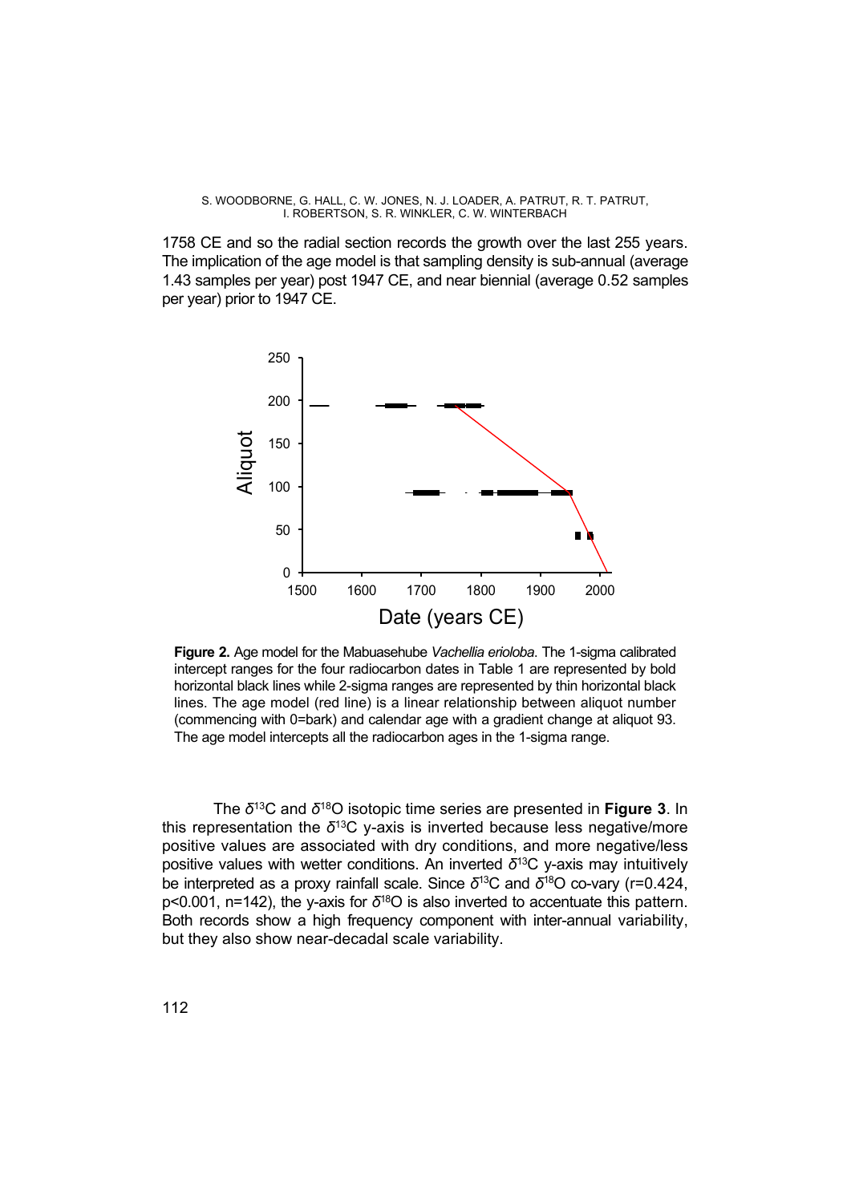1758 CE and so the radial section records the growth over the last 255 years. The implication of the age model is that sampling density is sub-annual (average 1.43 samples per year) post 1947 CE, and near biennial (average 0.52 samples per year) prior to 1947 CE.

**Figure 2.** Age model for the Mabuasehube *Vachellia erioloba*. The 1-sigma calibrated intercept ranges for the four radiocarbon dates in Table 1 are represented by bold horizontal black lines while 2-sigma ranges are represented by thin horizontal black lines. The age model (red line) is a linear relationship between aliquot number (commencing with 0=bark) and calendar age with a gradient change at aliquot 93. The age model intercepts all the radiocarbon ages in the 1-sigma range.

The $\delta^{13}C$ and $\delta^{18}O$ isotopic time series are presented in **Figure 3**. In this representation the $\delta^{13}C$ y-axis is inverted because less negative/more positive values are associated with dry conditions, and more negative/less positive values with wetter conditions. An inverted $\delta^{13}C$ y-axis may intuitively be interpreted as a proxy rainfall scale. Since $\delta^{13}C$ and $\delta^{18}O$ co-vary ($r=0.424$, $p<0.001$, $n=142$), the y-axis for $\delta^{18}O$ is also inverted to accentuate this pattern. Both records show a high frequency component with inter-annual variability, but they also show near-decadal scale variability.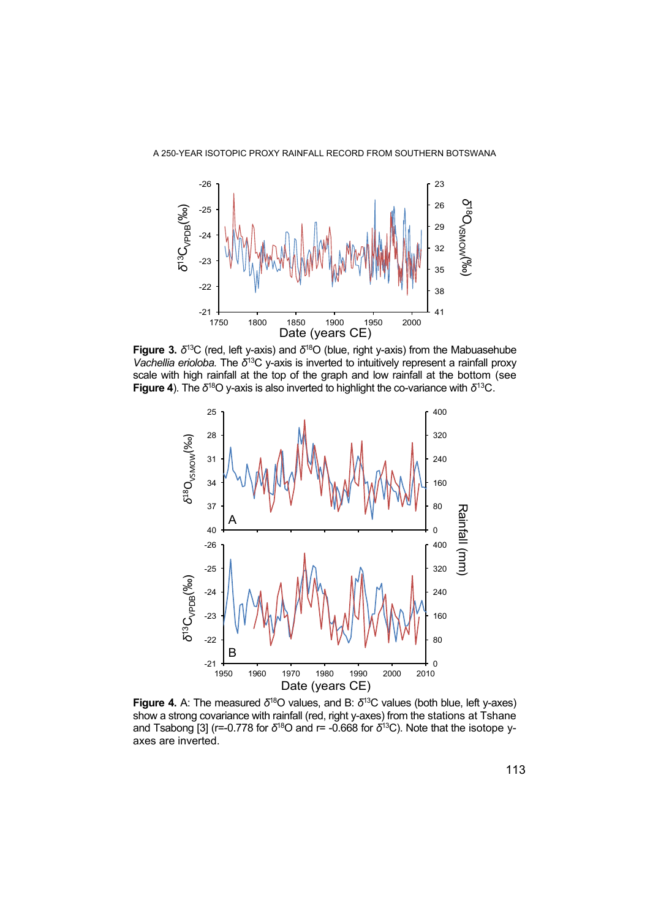**Figure 3.** $\delta^{13}C$ (red, left y-axis) and $\delta^{18}O$ (blue, right y-axis) from the Mabuasehube *Vachellia erioloba.* The $\delta^{13}C$ y-axis is inverted to intuitively represent a rainfall proxy scale with high rainfall at the top of the graph and low rainfall at the bottom (see **Figure 4**). The $\delta^{18}O$ y-axis is also inverted to highlight the co-variance with $\delta^{13}C$.

**Figure 4.** A: The measured $\delta^{18}O$ values, and B: $\delta^{13}C$ values (both blue, left y-axes) show a strong covariance with rainfall (red, right y-axes) from the stations at Tshane and Tsabong [3] (r=-0.778 for $\delta^{18}O$ and r= -0.668 for $\delta^{13}C$). Note that the isotope y-axes are inverted.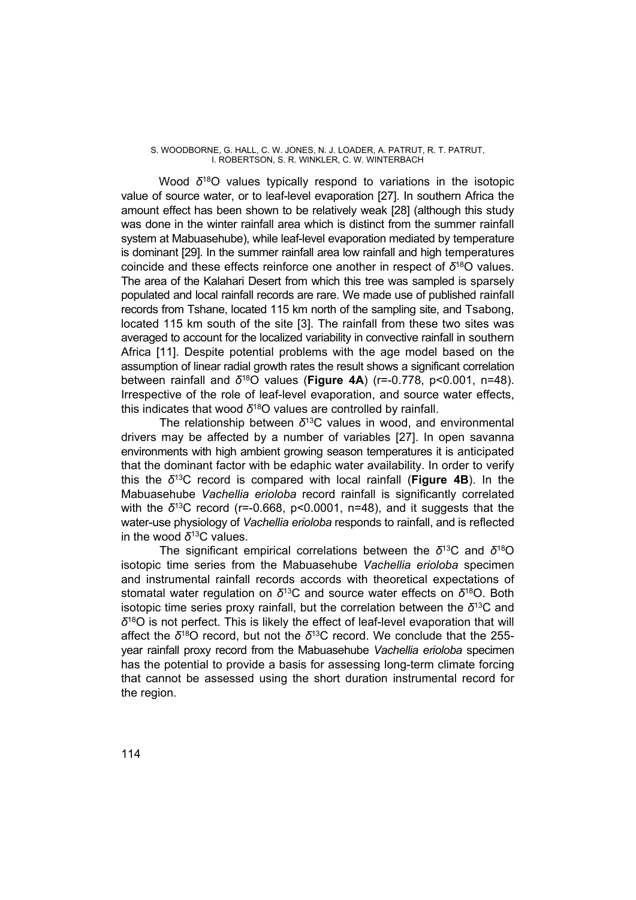Wood $\delta^{18}O$ values typically respond to variations in the isotopic value of source water, or to leaf-level evaporation [27]. In southern Africa the amount effect has been shown to be relatively weak [28] (although this study was done in the winter rainfall area which is distinct from the summer rainfall system at Mabuasehube), while leaf-level evaporation mediated by temperature is dominant [29]. In the summer rainfall area low rainfall and high temperatures coincide and these effects reinforce one another in respect of $\delta^{18}O$ values. The area of the Kalahari Desert from which this tree was sampled is sparsely populated and local rainfall records are rare. We made use of published rainfall records from Tshane, located 115 km north of the sampling site, and Tsabong, located 115 km south of the site [3]. The rainfall from these two sites was averaged to account for the localized variability in convective rainfall in southern Africa [11]. Despite potential problems with the age model based on the assumption of linear radial growth rates the result shows a significant correlation between rainfall and $\delta^{18}O$ values (**Figure 4A**) ($r=-0.778$, $p<0.001$, $n=48$). Irrespective of the role of leaf-level evaporation, and source water effects, this indicates that wood $\delta^{18}O$ values are controlled by rainfall.

The relationship between $\delta^{13}C$ values in wood, and environmental drivers may be affected by a number of variables [27]. In open savanna environments with high ambient growing season temperatures it is anticipated that the dominant factor with be edaphic water availability. In order to verify this the $\delta^{13}C$ record is compared with local rainfall (**Figure 4B**). In the Mabuasehube *Vachellia erioloba* record rainfall is significantly correlated with the $\delta^{13}C$ record ($r=-0.668$, $p<0.0001$, $n=48$), and it suggests that the water-use physiology of *Vachellia erioloba* responds to rainfall, and is reflected in the wood $\delta^{13}C$ values.

The significant empirical correlations between the $\delta^{13}C$ and $\delta^{18}O$ isotopic time series from the Mabuasehube *Vachellia erioloba* specimen and instrumental rainfall records accords with theoretical expectations of stomatal water regulation on $\delta^{13}C$ and source water effects on $\delta^{18}O$. Both isotopic time series proxy rainfall, but the correlation between the $\delta^{13}C$ and $\delta^{18}O$ is not perfect. This is likely the effect of leaf-level evaporation that will affect the $\delta^{18}O$ record, but not the $\delta^{13}C$ record. We conclude that the 255-year rainfall proxy record from the Mabuasehube *Vachellia erioloba* specimen has the potential to provide a basis for assessing long-term climate forcing that cannot be assessed using the short duration instrumental record for the region.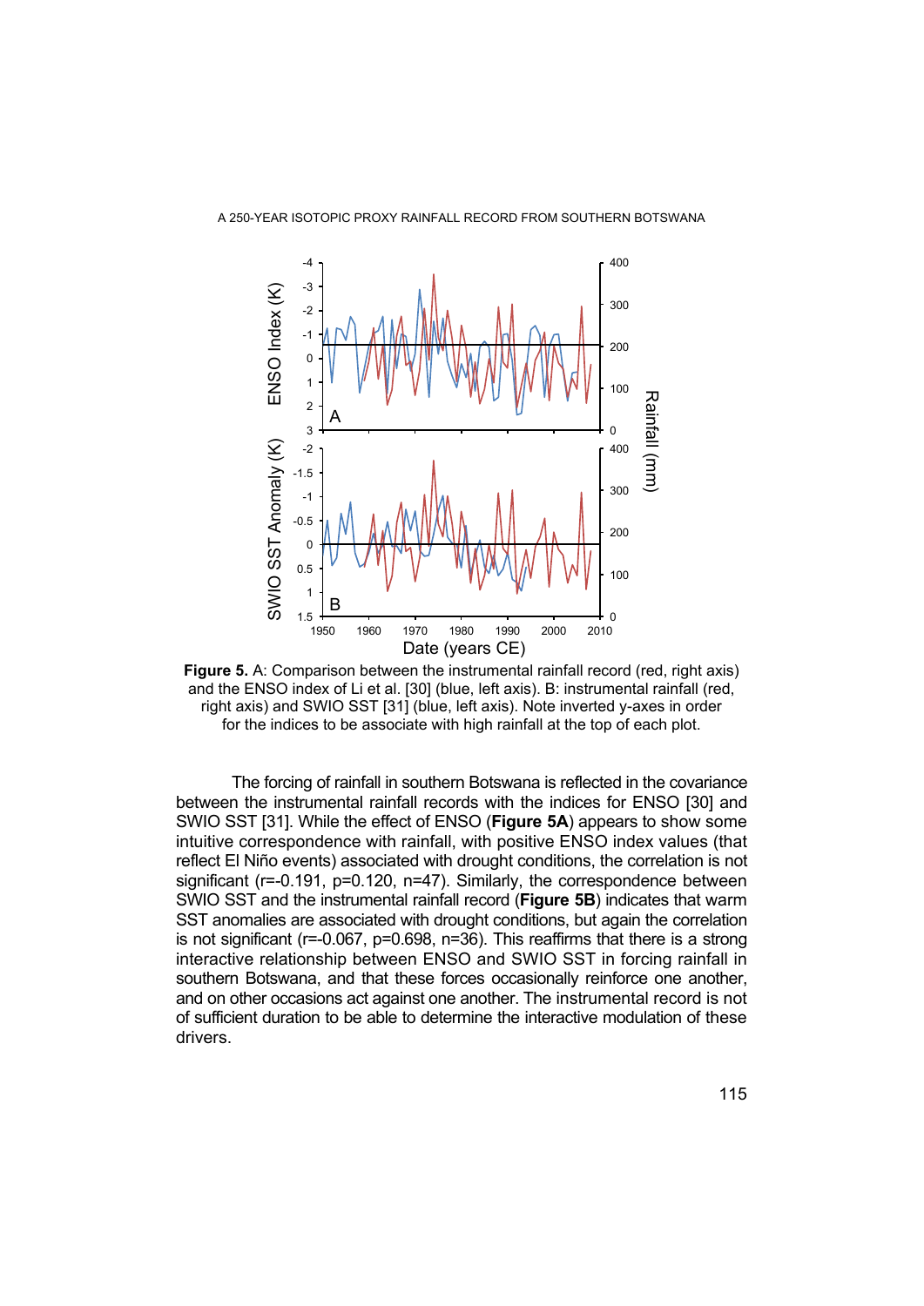**Figure 5.** A: Comparison between the instrumental rainfall record (red, right axis) and the ENSO index of Li et al. [30] (blue, left axis). B: instrumental rainfall (red, right axis) and SWIO SST [31] (blue, left axis). Note inverted y-axes in order for the indices to be associate with high rainfall at the top of each plot.

The forcing of rainfall in southern Botswana is reflected in the covariance between the instrumental rainfall records with the indices for ENSO [30] and SWIO SST [31]. While the effect of ENSO (**Figure 5A**) appears to show some intuitive correspondence with rainfall, with positive ENSO index values (that reflect El Niño events) associated with drought conditions, the correlation is not significant ($r=-0.191$, $p=0.120$, $n=47$). Similarly, the correspondence between SWIO SST and the instrumental rainfall record (**Figure 5B**) indicates that warm SST anomalies are associated with drought conditions, but again the correlation is not significant ($r=-0.067$, $p=0.698$, $n=36$). This reaffirms that there is a strong interactive relationship between ENSO and SWIO SST in forcing rainfall in southern Botswana, and that these forces occasionally reinforce one another, and on other occasions act against one another. The instrumental record is not of sufficient duration to be able to determine the interactive modulation of these drivers.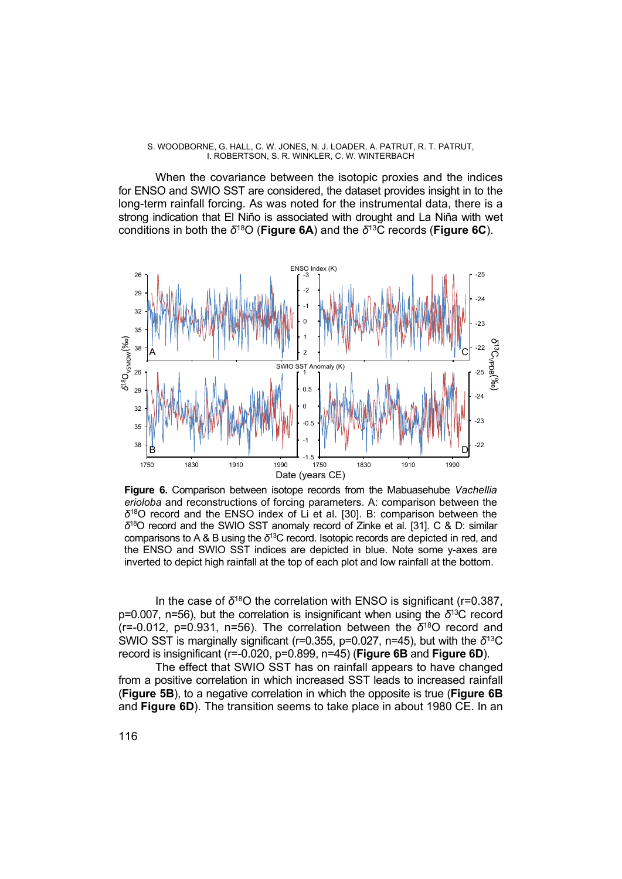When the covariance between the isotopic proxies and the indices for ENSO and SWIO SST are considered, the dataset provides insight in to the long-term rainfall forcing. As was noted for the instrumental data, there is a strong indication that El Niño is associated with drought and La Niña with wet conditions in both the $\delta^{18}$O (**Figure 6A**) and the $\delta^{13}$C records (**Figure 6C**).

**Figure 6.** Comparison between isotope records from the Mabuasehube *Vachellia erioloba* and reconstructions of forcing parameters. A: comparison between the $\delta^{18}$O record and the ENSO index of Li et al. [30]. B: comparison between the $\delta^{18}$O record and the SWIO SST anomaly record of Zinke et al. [31]. C & D: similar comparisons to A & B using the $\delta^{13}$C record. Isotopic records are depicted in red, and the ENSO and SWIO SST indices are depicted in blue. Note some y-axes are inverted to depict high rainfall at the top of each plot and low rainfall at the bottom.

In the case of $\delta^{18}$O the correlation with ENSO is significant ($r=0.387$, $p=0.007$, $n=56$), but the correlation is insignificant when using the $\delta^{13}$C record ($r=-0.012$, $p=0.931$, $n=56$). The correlation between the $\delta^{18}$O record and SWIO SST is marginally significant ($r=0.355$, $p=0.027$, $n=45$), but with the $\delta^{13}$C record is insignificant ($r=-0.020$, $p=0.899$, $n=45$) (**Figure 6B** and **Figure 6D**).

The effect that SWIO SST has on rainfall appears to have changed from a positive correlation in which increased SST leads to increased rainfall (**Figure 5B**), to a negative correlation in which the opposite is true (**Figure 6B** and **Figure 6D**). The transition seems to take place in about 1980 CE. In an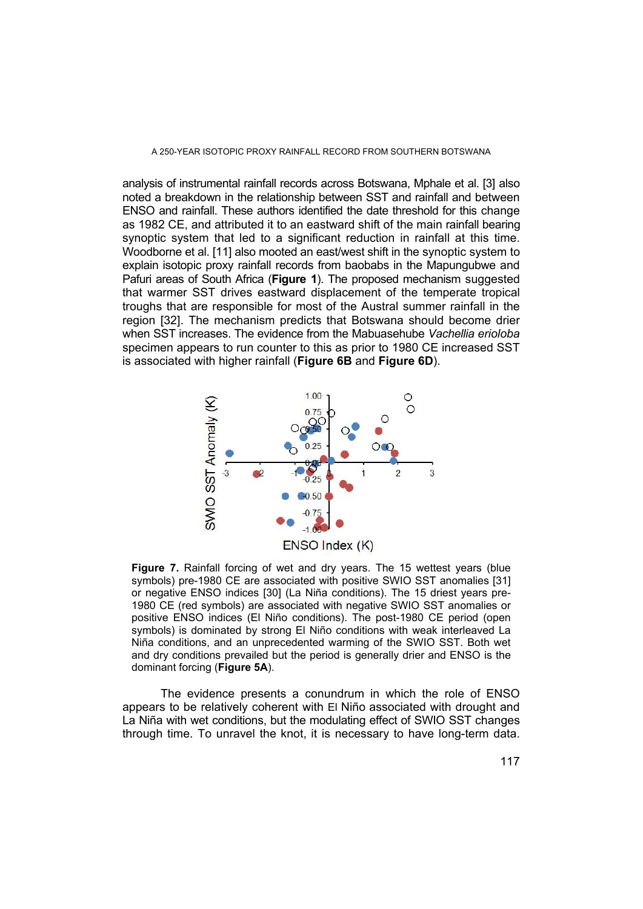analysis of instrumental rainfall records across Botswana, Mphale et al. [3] also noted a breakdown in the relationship between SST and rainfall and between ENSO and rainfall. These authors identified the date threshold for this change as 1982 CE, and attributed it to an eastward shift of the main rainfall bearing synoptic system that led to a significant reduction in rainfall at this time. Woodborne et al. [11] also mooted an east/west shift in the synoptic system to explain isotopic proxy rainfall records from baobabs in the Mapungubwe and Pafuri areas of South Africa (**Figure 1**). The proposed mechanism suggested that warmer SST drives eastward displacement of the temperate tropical troughs that are responsible for most of the Austral summer rainfall in the region [32]. The mechanism predicts that Botswana should become drier when SST increases. The evidence from the Mabuasehube *Vachellia erioloba* specimen appears to run counter to this as prior to 1980 CE increased SST is associated with higher rainfall (**Figure 6B** and **Figure 6D**).

**Figure 7.** Rainfall forcing of wet and dry years. The 15 wettest years (blue symbols) pre-1980 CE are associated with positive SWIO SST anomalies [31] or negative ENSO indices [30] (La Niña conditions). The 15 driest years pre-1980 CE (red symbols) are associated with negative SWIO SST anomalies or positive ENSO indices (El Niño conditions). The post-1980 CE period (open symbols) is dominated by strong El Niño conditions with weak interleaved La Niña conditions, and an unprecedented warming of the SWIO SST. Both wet and dry conditions prevailed but the period is generally drier and ENSO is the dominant forcing (**Figure 5A**).

The evidence presents a conundrum in which the role of ENSO appears to be relatively coherent with El Niño associated with drought and La Niña with wet conditions, but the modulating effect of SWIO SST changes through time. To unravel the knot, it is necessary to have long-term data.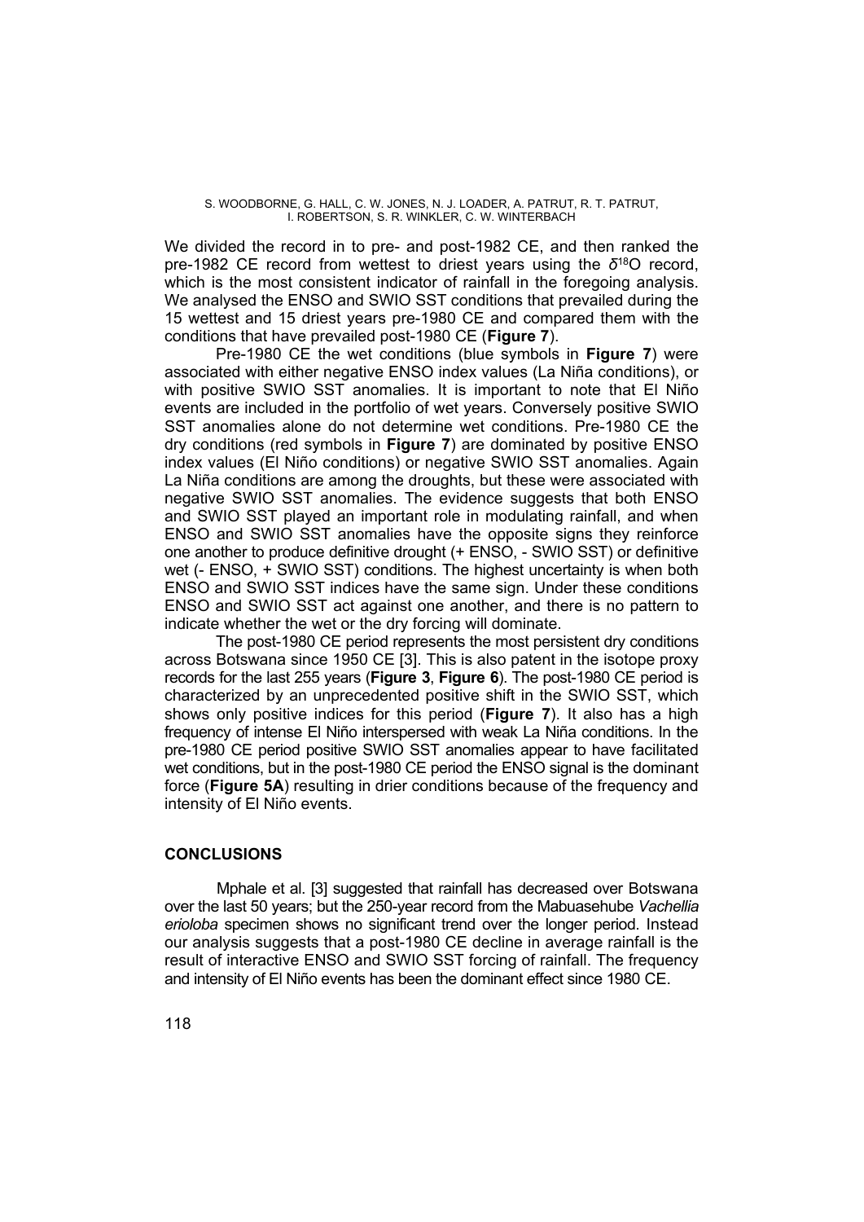We divided the record in to pre- and post-1982 CE, and then ranked the pre-1982 CE record from wettest to driest years using the $\delta^{18}$O record, which is the most consistent indicator of rainfall in the foregoing analysis. We analysed the ENSO and SWIO SST conditions that prevailed during the 15 wettest and 15 driest years pre-1980 CE and compared them with the conditions that have prevailed post-1980 CE (**Figure 7**).

Pre-1980 CE the wet conditions (blue symbols in **Figure 7**) were associated with either negative ENSO index values (La Niña conditions), or with positive SWIO SST anomalies. It is important to note that El Niño events are included in the portfolio of wet years. Conversely positive SWIO SST anomalies alone do not determine wet conditions. Pre-1980 CE the dry conditions (red symbols in **Figure 7**) are dominated by positive ENSO index values (El Niño conditions) or negative SWIO SST anomalies. Again La Niña conditions are among the droughts, but these were associated with negative SWIO SST anomalies. The evidence suggests that both ENSO and SWIO SST played an important role in modulating rainfall, and when ENSO and SWIO SST anomalies have the opposite signs they reinforce one another to produce definitive drought (+ ENSO, - SWIO SST) or definitive wet (- ENSO, + SWIO SST) conditions. The highest uncertainty is when both ENSO and SWIO SST indices have the same sign. Under these conditions ENSO and SWIO SST act against one another, and there is no pattern to indicate whether the wet or the dry forcing will dominate.

The post-1980 CE period represents the most persistent dry conditions across Botswana since 1950 CE [3]. This is also patent in the isotope proxy records for the last 255 years (**Figure 3**, **Figure 6**). The post-1980 CE period is characterized by an unprecedented positive shift in the SWIO SST, which shows only positive indices for this period (**Figure 7**). It also has a high frequency of intense El Niño interspersed with weak La Niña conditions. In the pre-1980 CE period positive SWIO SST anomalies appear to have facilitated wet conditions, but in the post-1980 CE period the ENSO signal is the dominant force (**Figure 5A**) resulting in drier conditions because of the frequency and intensity of El Niño events.

## CONCLUSIONS

Mphale et al. [3] suggested that rainfall has decreased over Botswana over the last 50 years; but the 250-year record from the Mabuasehube *Vachellia erioloba* specimen shows no significant trend over the longer period. Instead our analysis suggests that a post-1980 CE decline in average rainfall is the result of interactive ENSO and SWIO SST forcing of rainfall. The frequency and intensity of El Niño events has been the dominant effect since 1980 CE.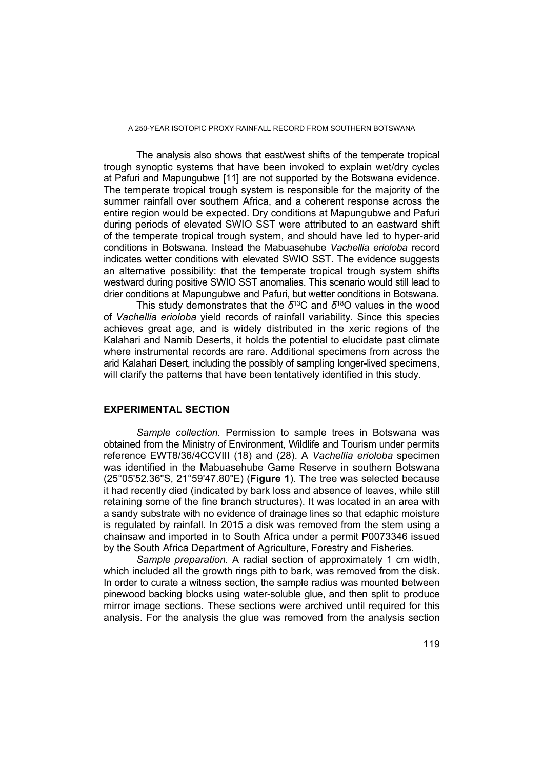The analysis also shows that east/west shifts of the temperate tropical trough synoptic systems that have been invoked to explain wet/dry cycles at Pafuri and Mapungubwe [11] are not supported by the Botswana evidence. The temperate tropical trough system is responsible for the majority of the summer rainfall over southern Africa, and a coherent response across the entire region would be expected. Dry conditions at Mapungubwe and Pafuri during periods of elevated SWIO SST were attributed to an eastward shift of the temperate tropical trough system, and should have led to hyper-arid conditions in Botswana. Instead the Mabuasehube *Vachellia erioloba* record indicates wetter conditions with elevated SWIO SST. The evidence suggests an alternative possibility: that the temperate tropical trough system shifts westward during positive SWIO SST anomalies. This scenario would still lead to drier conditions at Mapungubwe and Pafuri, but wetter conditions in Botswana.

This study demonstrates that the $\delta^{13}C$ and $\delta^{18}O$ values in the wood of *Vachellia erioloba* yield records of rainfall variability. Since this species achieves great age, and is widely distributed in the xeric regions of the Kalahari and Namib Deserts, it holds the potential to elucidate past climate where instrumental records are rare. Additional specimens from across the arid Kalahari Desert, including the possibly of sampling longer-lived specimens, will clarify the patterns that have been tentatively identified in this study.

## EXPERIMENTAL SECTION

*Sample collection.* Permission to sample trees in Botswana was obtained from the Ministry of Environment, Wildlife and Tourism under permits reference EWT8/36/4CCVIII (18) and (28). A *Vachellia erioloba* specimen was identified in the Mabuasehube Game Reserve in southern Botswana (25°05'52.36"S, 21°59'47.80"E) (**Figure 1**). The tree was selected because it had recently died (indicated by bark loss and absence of leaves, while still retaining some of the fine branch structures). It was located in an area with a sandy substrate with no evidence of drainage lines so that edaphic moisture is regulated by rainfall. In 2015 a disk was removed from the stem using a chainsaw and imported in to South Africa under a permit P0073346 issued by the South Africa Department of Agriculture, Forestry and Fisheries.

*Sample preparation.* A radial section of approximately 1 cm width, which included all the growth rings pith to bark, was removed from the disk. In order to curate a witness section, the sample radius was mounted between pinewood backing blocks using water-soluble glue, and then split to produce mirror image sections. These sections were archived until required for this analysis. For the analysis the glue was removed from the analysis section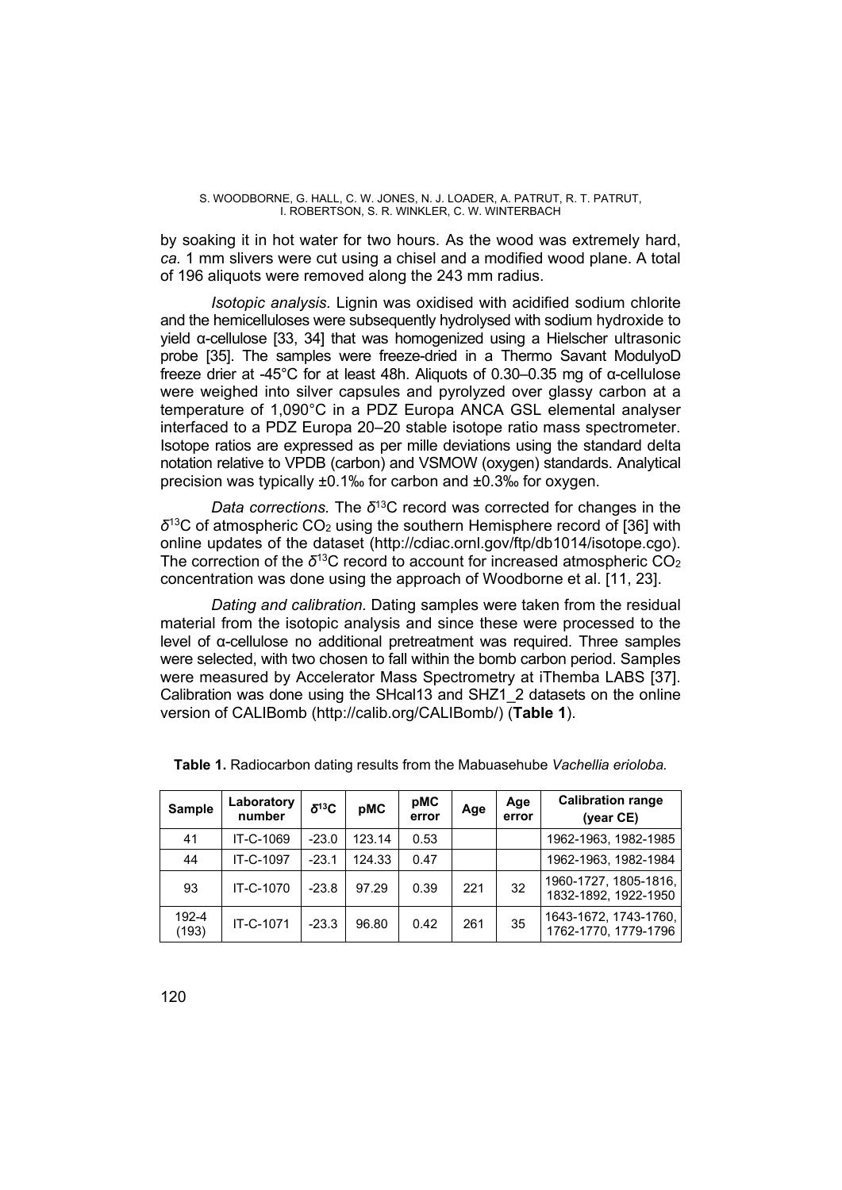by soaking it in hot water for two hours. As the wood was extremely hard, *ca.* 1 mm slivers were cut using a chisel and a modified wood plane. A total of 196 aliquots were removed along the 243 mm radius.

*Isotopic analysis.* Lignin was oxidised with acidified sodium chlorite and the hemicelluloses were subsequently hydrolysed with sodium hydroxide to yield α-cellulose [33, 34] that was homogenized using a Hielscher ultrasonic probe [35]. The samples were freeze-dried in a Thermo Savant ModulyoD freeze drier at -45°C for at least 48h. Aliquots of 0.30–0.35 mg of α-cellulose were weighed into silver capsules and pyrolyzed over glassy carbon at a temperature of 1,090°C in a PDZ Europa ANCA GSL elemental analyser interfaced to a PDZ Europa 20–20 stable isotope ratio mass spectrometer. Isotope ratios are expressed as per mille deviations using the standard delta notation relative to VPDB (carbon) and VSMOW (oxygen) standards. Analytical precision was typically ±0.1‰ for carbon and ±0.3‰ for oxygen.

*Data corrections.* The $\delta^{13}C$ record was corrected for changes in the $\delta^{13}C$ of atmospheric $CO_2$ using the southern Hemisphere record of [36] with online updates of the dataset (http://cdiac.ornl.gov/ftp/db1014/isotope.cgo). The correction of the $\delta^{13}C$ record to account for increased atmospheric $CO_2$ concentration was done using the approach of Woodborne et al. [11, 23].

*Dating and calibration.* Dating samples were taken from the residual material from the isotopic analysis and since these were processed to the level of α-cellulose no additional pretreatment was required. Three samples were selected, with two chosen to fall within the bomb carbon period. Samples were measured by Accelerator Mass Spectrometry at iThemba LABS [37]. Calibration was done using the SHcal13 and SHZ1_2 datasets on the online version of CALIBomb (http://calib.org/CALIBomb/) (**Table 1**).

**Table 1.** Radiocarbon dating results from the Mabuasehube *Vachellia erioloba.*

| Sample | Laboratory number | $\delta^{13}C$ | pMC | pMC error | Age | Age error | Calibration range (year CE) |
|---|---|---|---|---|---|---|---|
| 41 | IT-C-1069 | -23.0 | 123.14 | 0.53 | | | 1962-1963, 1982-1985 |
| 44 | IT-C-1097 | -23.1 | 124.33 | 0.47 | | | 1962-1963, 1982-1984 |
| 93 | IT-C-1070 | -23.8 | 97.29 | 0.39 | 221 | 32 | 1960-1727, 1805-1816, 1832-1892, 1922-1950 |
| 192-4 (193) | IT-C-1071 | -23.3 | 96.80 | 0.42 | 261 | 35 | 1643-1672, 1743-1760, 1762-1770, 1779-1796 |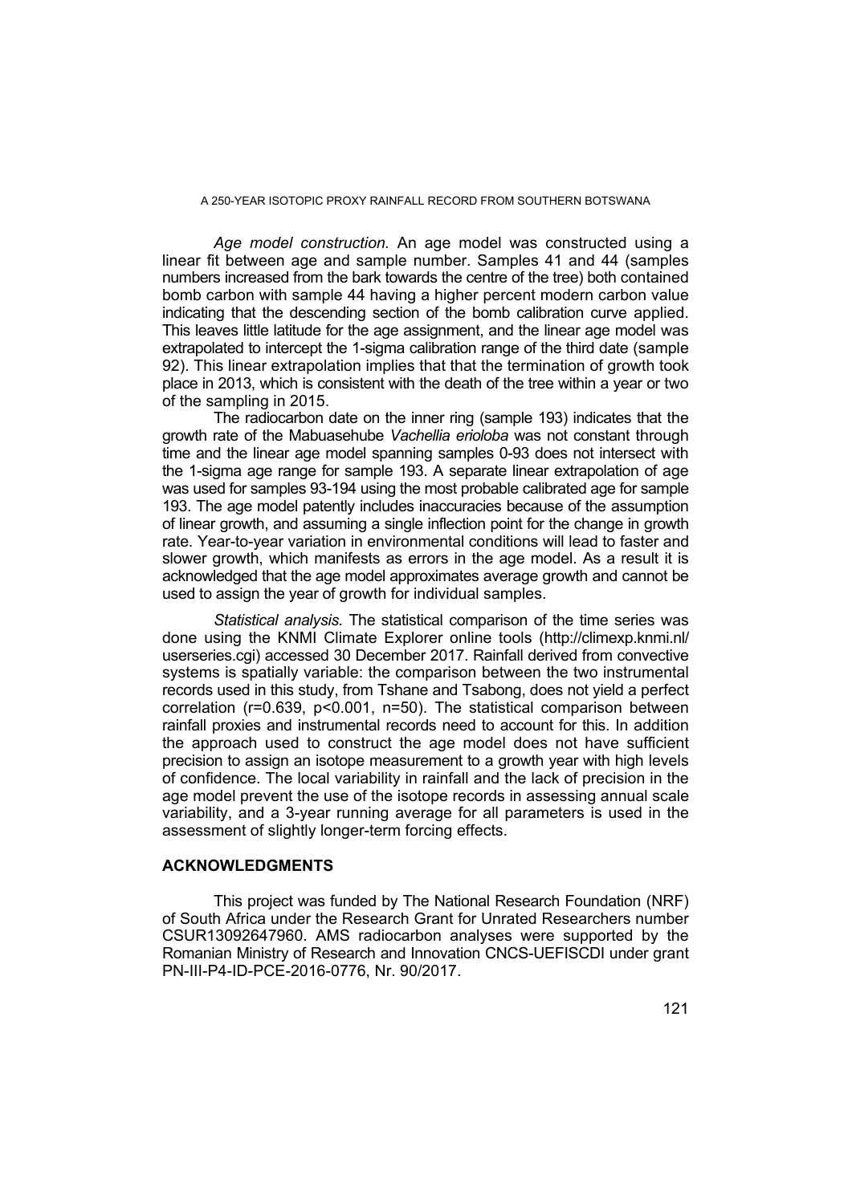*Age model construction.* An age model was constructed using a linear fit between age and sample number. Samples 41 and 44 (samples numbers increased from the bark towards the centre of the tree) both contained bomb carbon with sample 44 having a higher percent modern carbon value indicating that the descending section of the bomb calibration curve applied. This leaves little latitude for the age assignment, and the linear age model was extrapolated to intercept the 1-sigma calibration range of the third date (sample 92). This linear extrapolation implies that that the termination of growth took place in 2013, which is consistent with the death of the tree within a year or two of the sampling in 2015.

The radiocarbon date on the inner ring (sample 193) indicates that the growth rate of the Mabuasehube *Vachellia erioloba* was not constant through time and the linear age model spanning samples 0-93 does not intersect with the 1-sigma age range for sample 193. A separate linear extrapolation of age was used for samples 93-194 using the most probable calibrated age for sample 193. The age model patently includes inaccuracies because of the assumption of linear growth, and assuming a single inflection point for the change in growth rate. Year-to-year variation in environmental conditions will lead to faster and slower growth, which manifests as errors in the age model. As a result it is acknowledged that the age model approximates average growth and cannot be used to assign the year of growth for individual samples.

*Statistical analysis.* The statistical comparison of the time series was done using the KNMI Climate Explorer online tools (http://climexp.knmi.nl/userseries.cgi) accessed 30 December 2017. Rainfall derived from convective systems is spatially variable: the comparison between the two instrumental records used in this study, from Tshane and Tsabong, does not yield a perfect correlation ($r=0.639$, $p<0.001$, $n=50$). The statistical comparison between rainfall proxies and instrumental records need to account for this. In addition the approach used to construct the age model does not have sufficient precision to assign an isotope measurement to a growth year with high levels of confidence. The local variability in rainfall and the lack of precision in the age model prevent the use of the isotope records in assessing annual scale variability, and a 3-year running average for all parameters is used in the assessment of slightly longer-term forcing effects.

## ACKNOWLEDGMENTS

This project was funded by The National Research Foundation (NRF) of South Africa under the Research Grant for Unrated Researchers number CSUR13092647960. AMS radiocarbon analyses were supported by the Romanian Ministry of Research and Innovation CNCS-UEFISCDI under grant PN-III-P4-ID-PCE-2016-0776, Nr. 90/2017.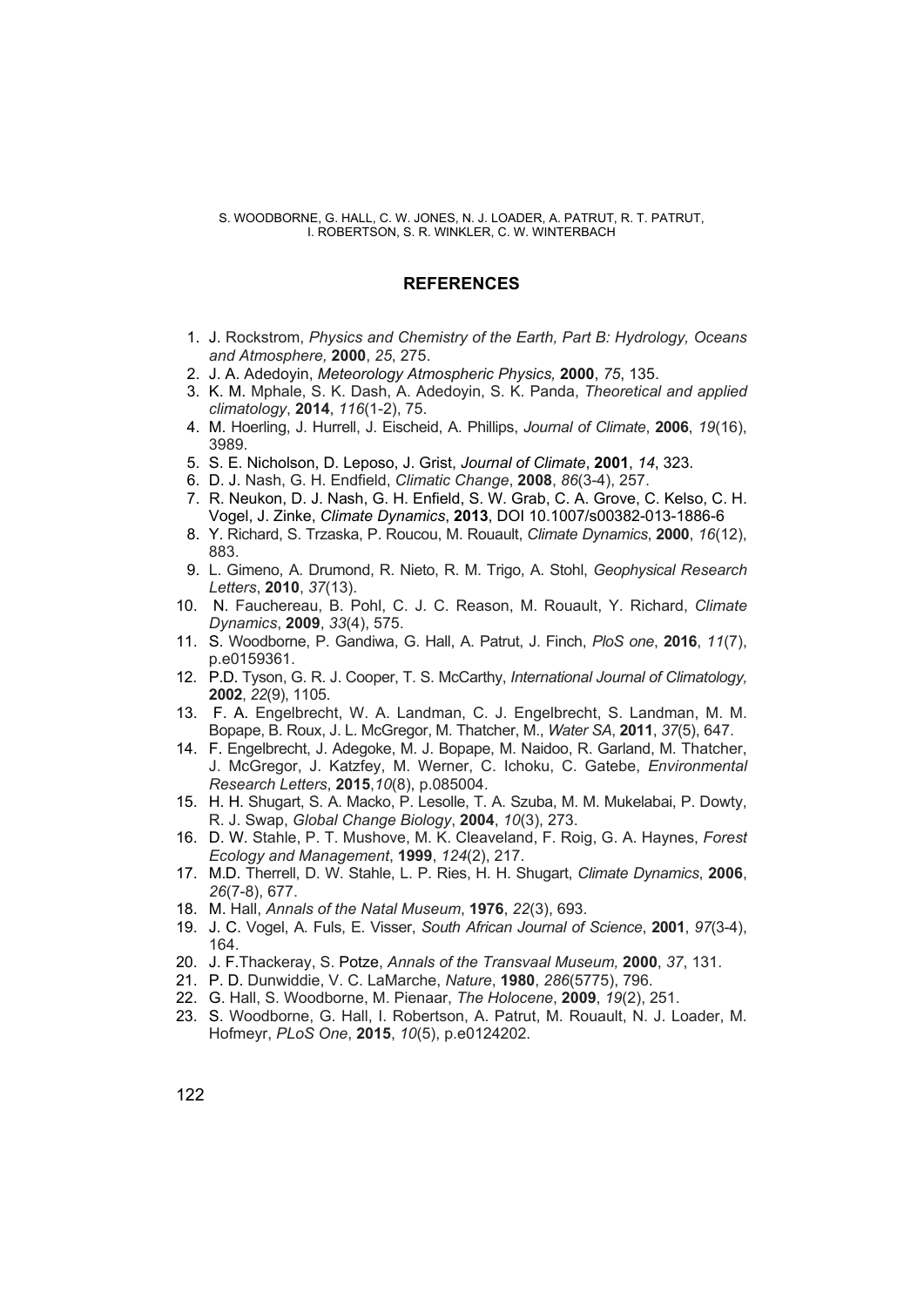## REFERENCES

1. J. Rockstrom, *Physics and Chemistry of the Earth, Part B: Hydrology, Oceans and Atmosphere,* **2000**, *25*, 275.
2. J. A. Adedoyin, *Meteorology Atmospheric Physics,* **2000**, *75*, 135.
3. K. M. Mphale, S. K. Dash, A. Adedoyin, S. K. Panda, *Theoretical and applied climatology*, **2014**, *116*(1-2), 75.
4. M. Hoerling, J. Hurrell, J. Eischeid, A. Phillips, *Journal of Climate*, **2006**, *19*(16), 3989.
5. S. E. Nicholson, D. Leposo, J. Grist, *Journal of Climate*, **2001**, *14*, 323.
6. D. J. Nash, G. H. Endfield, *Climatic Change*, **2008**, *86*(3-4), 257.
7. R. Neukon, D. J. Nash, G. H. Enfield, S. W. Grab, C. A. Grove, C. Kelso, C. H. Vogel, J. Zinke, *Climate Dynamics*, **2013**, DOI 10.1007/s00382-013-1886-6
8. Y. Richard, S. Trzaska, P. Roucou, M. Rouault, *Climate Dynamics*, **2000**, *16*(12), 883.
9. L. Gimeno, A. Drumond, R. Nieto, R. M. Trigo, A. Stohl, *Geophysical Research Letters*, **2010**, *37*(13).
10. N. Fauchereau, B. Pohl, C. J. C. Reason, M. Rouault, Y. Richard, *Climate Dynamics*, **2009**, *33*(4), 575.
11. S. Woodborne, P. Gandiwa, G. Hall, A. Patrut, J. Finch, *PloS one*, **2016**, *11*(7), p.e0159361.
12. P.D. Tyson, G. R. J. Cooper, T. S. McCarthy, *International Journal of Climatology,* **2002**, *22*(9), 1105.
13. F. A. Engelbrecht, W. A. Landman, C. J. Engelbrecht, S. Landman, M. M. Bopape, B. Roux, J. L. McGregor, M. Thatcher, M., *Water SA*, **2011**, *37*(5), 647.
14. F. Engelbrecht, J. Adegoke, M. J. Bopape, M. Naidoo, R. Garland, M. Thatcher, J. McGregor, J. Katzfey, M. Werner, C. Ichoku, C. Gatebe, *Environmental Research Letters*, **2015**,*10*(8), p.085004.
15. H. H. Shugart, S. A. Macko, P. Lesolle, T. A. Szuba, M. M. Mukelabai, P. Dowty, R. J. Swap, *Global Change Biology*, **2004**, *10*(3), 273.
16. D. W. Stahle, P. T. Mushove, M. K. Cleaveland, F. Roig, G. A. Haynes, *Forest Ecology and Management*, **1999**, *124*(2), 217.
17. M.D. Therrell, D. W. Stahle, L. P. Ries, H. H. Shugart, *Climate Dynamics*, **2006**, *26*(7-8), 677.
18. M. Hall, *Annals of the Natal Museum*, **1976**, *22*(3), 693.
19. J. C. Vogel, A. Fuls, E. Visser, *South African Journal of Science*, **2001**, *97*(3-4), 164.
20. J. F.Thackeray, S. Potze, *Annals of the Transvaal Museum,* **2000**, *37*, 131.
21. P. D. Dunwiddie, V. C. LaMarche, *Nature*, **1980**, *286*(5775), 796.
22. G. Hall, S. Woodborne, M. Pienaar, *The Holocene*, **2009**, *19*(2), 251.
23. S. Woodborne, G. Hall, I. Robertson, A. Patrut, M. Rouault, N. J. Loader, M. Hofmeyr, *PLoS One*, **2015**, *10*(5), p.e0124202.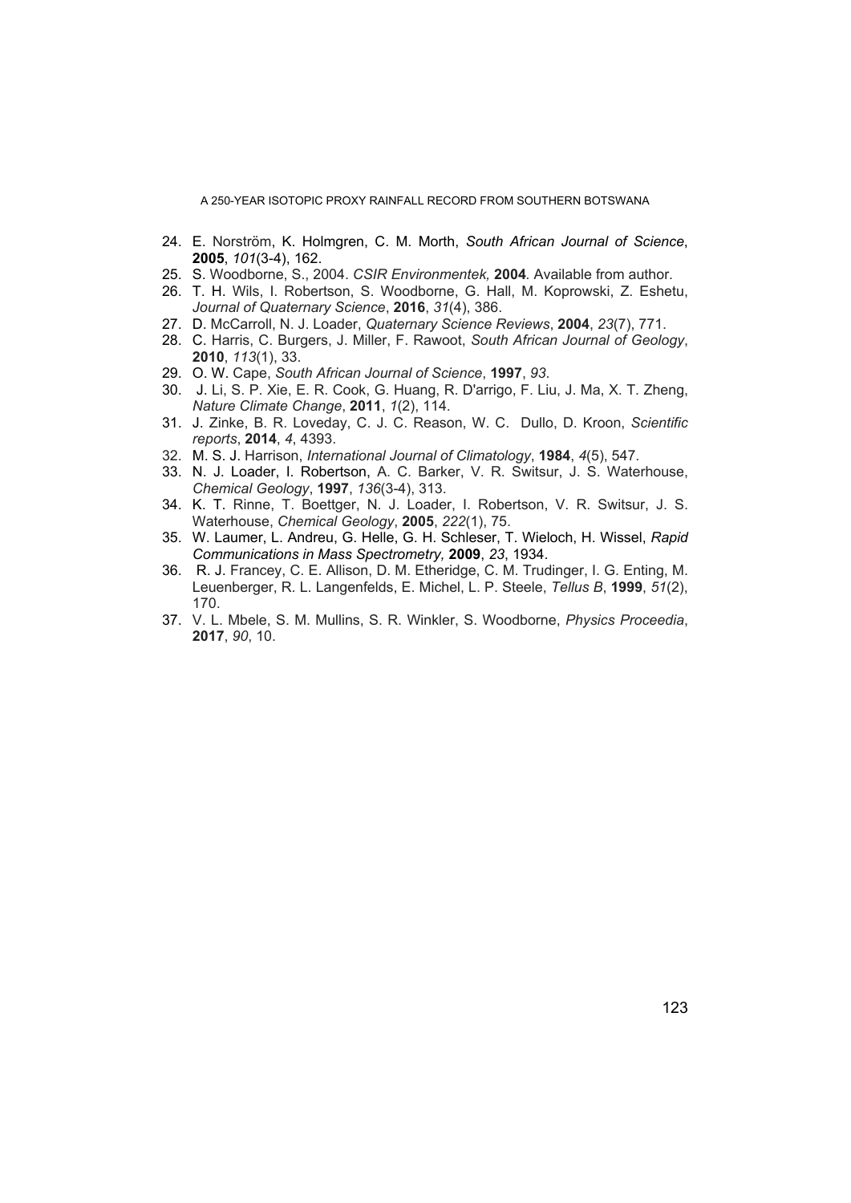24. E. Norström, K. Holmgren, C. M. Morth, *South African Journal of Science*, **2005**, *101*(3-4), 162.
25. S. Woodborne, S., 2004. *CSIR Environmentek,* **2004**. Available from author.
26. T. H. Wils, I. Robertson, S. Woodborne, G. Hall, M. Koprowski, Z. Eshetu, *Journal of Quaternary Science*, **2016**, *31*(4), 386.
27. D. McCarroll, N. J. Loader, *Quaternary Science Reviews*, **2004**, *23*(7), 771.
28. C. Harris, C. Burgers, J. Miller, F. Rawoot, *South African Journal of Geology*, **2010**, *113*(1), 33.
29. O. W. Cape, *South African Journal of Science*, **1997**, *93*.
30. J. Li, S. P. Xie, E. R. Cook, G. Huang, R. D'arrigo, F. Liu, J. Ma, X. T. Zheng, *Nature Climate Change*, **2011**, *1*(2), 114.
31. J. Zinke, B. R. Loveday, C. J. C. Reason, W. C. Dullo, D. Kroon, *Scientific reports*, **2014**, *4*, 4393.
32. M. S. J. Harrison, *International Journal of Climatology*, **1984**, *4*(5), 547.
33. N. J. Loader, I. Robertson, A. C. Barker, V. R. Switsur, J. S. Waterhouse, *Chemical Geology*, **1997**, *136*(3-4), 313.
34. K. T. Rinne, T. Boettger, N. J. Loader, I. Robertson, V. R. Switsur, J. S. Waterhouse, *Chemical Geology*, **2005**, *222*(1), 75.
35. W. Laumer, L. Andreu, G. Helle, G. H. Schleser, T. Wieloch, H. Wissel, *Rapid Communications in Mass Spectrometry,* **2009**, *23*, 1934.
36. R. J. Francey, C. E. Allison, D. M. Etheridge, C. M. Trudinger, I. G. Enting, M. Leuenberger, R. L. Langenfelds, E. Michel, L. P. Steele, *Tellus B*, **1999**, *51*(2), 170.
37. V. L. Mbele, S. M. Mullins, S. R. Winkler, S. Woodborne, *Physics Proceedia*, **2017**, *90*, 10.